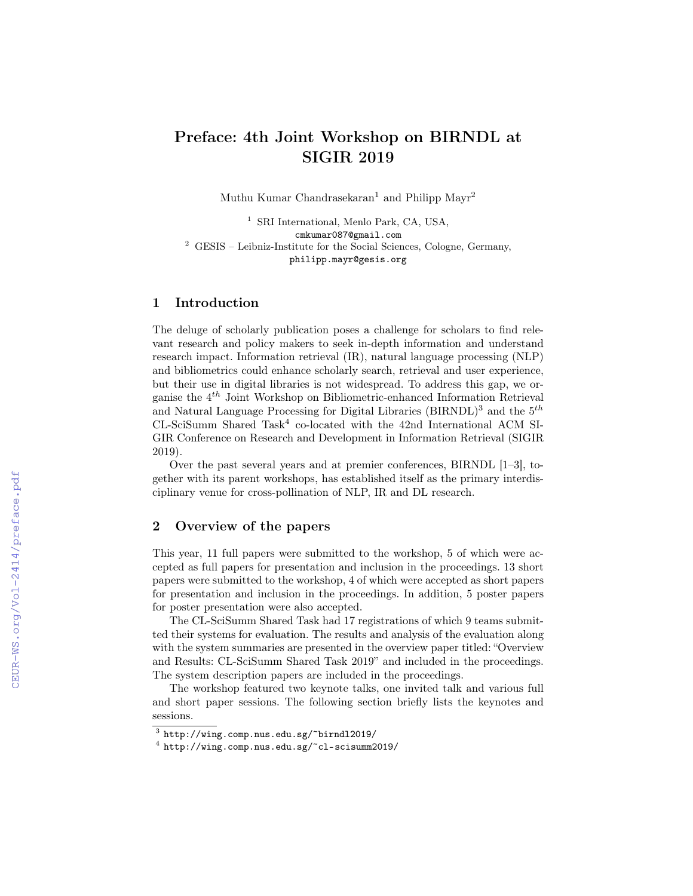# Preface: 4th Joint Workshop on BIRNDL at SIGIR 2019

Muthu Kumar Chandrasekaran[1] and Philipp Mayr[2]

[1] SRI International, Menlo Park, CA, USA,
cmkumar087@gmail.com
[2] GESIS – Leibniz-Institute for the Social Sciences, Cologne, Germany,
philipp.mayr@gesis.org

## 1 Introduction

The deluge of scholarly publication poses a challenge for scholars to find relevant research and policy makers to seek in-depth information and understand research impact. Information retrieval (IR), natural language processing (NLP) and bibliometrics could enhance scholarly search, retrieval and user experience, but their use in digital libraries is not widespread. To address this gap, we organise the $4^{th}$ Joint Workshop on Bibliometric-enhanced Information Retrieval and Natural Language Processing for Digital Libraries (BIRNDL)[3] and the $5^{th}$ CL-SciSumm Shared Task[4] co-located with the 42nd International ACM SIGIR Conference on Research and Development in Information Retrieval (SIGIR 2019).

Over the past several years and at premier conferences, BIRNDL [1–3], together with its parent workshops, has established itself as the primary interdisciplinary venue for cross-pollination of NLP, IR and DL research.

## 2 Overview of the papers

This year, 11 full papers were submitted to the workshop, 5 of which were accepted as full papers for presentation and inclusion in the proceedings. 13 short papers were submitted to the workshop, 4 of which were accepted as short papers for presentation and inclusion in the proceedings. In addition, 5 poster papers for poster presentation were also accepted.

The CL-SciSumm Shared Task had 17 registrations of which 9 teams submitted their systems for evaluation. The results and analysis of the evaluation along with the system summaries are presented in the overview paper titled: "Overview and Results: CL-SciSumm Shared Task 2019" and included in the proceedings. The system description papers are included in the proceedings.

The workshop featured two keynote talks, one invited talk and various full and short paper sessions. The following section briefly lists the keynotes and sessions.

[3] http://wing.comp.nus.edu.sg/~birndl2019/
[4] http://wing.comp.nus.edu.sg/~cl-scisumm2019/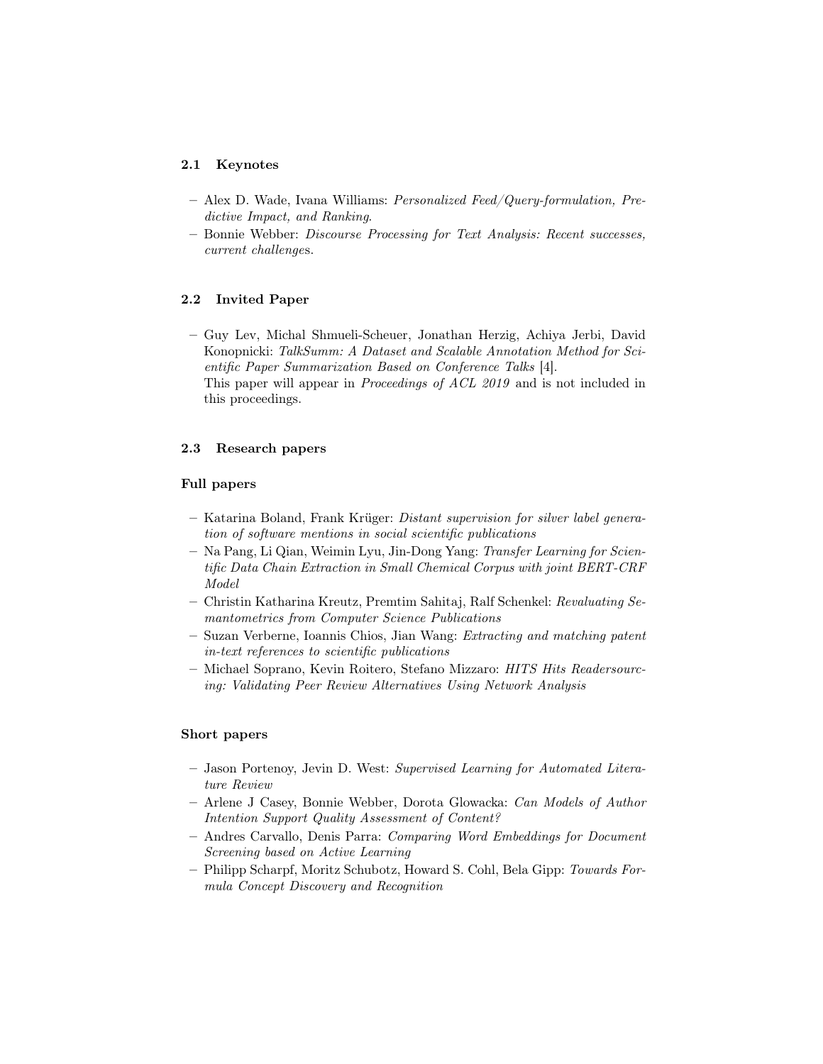### 2.1 Keynotes

- Alex D. Wade, Ivana Williams: *Personalized Feed/Query-formulation, Predictive Impact, and Ranking*.
- Bonnie Webber: *Discourse Processing for Text Analysis: Recent successes, current challenges*.

### 2.2 Invited Paper

- Guy Lev, Michal Shmueli-Scheuer, Jonathan Herzig, Achiya Jerbi, David Konopnicki: *TalkSumm: A Dataset and Scalable Annotation Method for Scientific Paper Summarization Based on Conference Talks* [4].
  This paper will appear in *Proceedings of ACL 2019* and is not included in this proceedings.

### 2.3 Research papers

#### Full papers

- Katarina Boland, Frank Krüger: *Distant supervision for silver label generation of software mentions in social scientific publications*
- Na Pang, Li Qian, Weimin Lyu, Jin-Dong Yang: *Transfer Learning for Scientific Data Chain Extraction in Small Chemical Corpus with joint BERT-CRF Model*
- Christin Katharina Kreutz, Premtim Sahitaj, Ralf Schenkel: *Revaluating Semantometrics from Computer Science Publications*
- Suzan Verberne, Ioannis Chios, Jian Wang: *Extracting and matching patent in-text references to scientific publications*
- Michael Soprano, Kevin Roitero, Stefano Mizzaro: *HITS Hits Readersourcing: Validating Peer Review Alternatives Using Network Analysis*

#### Short papers

- Jason Portenoy, Jevin D. West: *Supervised Learning for Automated Literature Review*
- Arlene J Casey, Bonnie Webber, Dorota Glowacka: *Can Models of Author Intention Support Quality Assessment of Content?*
- Andres Carvallo, Denis Parra: *Comparing Word Embeddings for Document Screening based on Active Learning*
- Philipp Scharpf, Moritz Schubotz, Howard S. Cohl, Bela Gipp: *Towards Formula Concept Discovery and Recognition*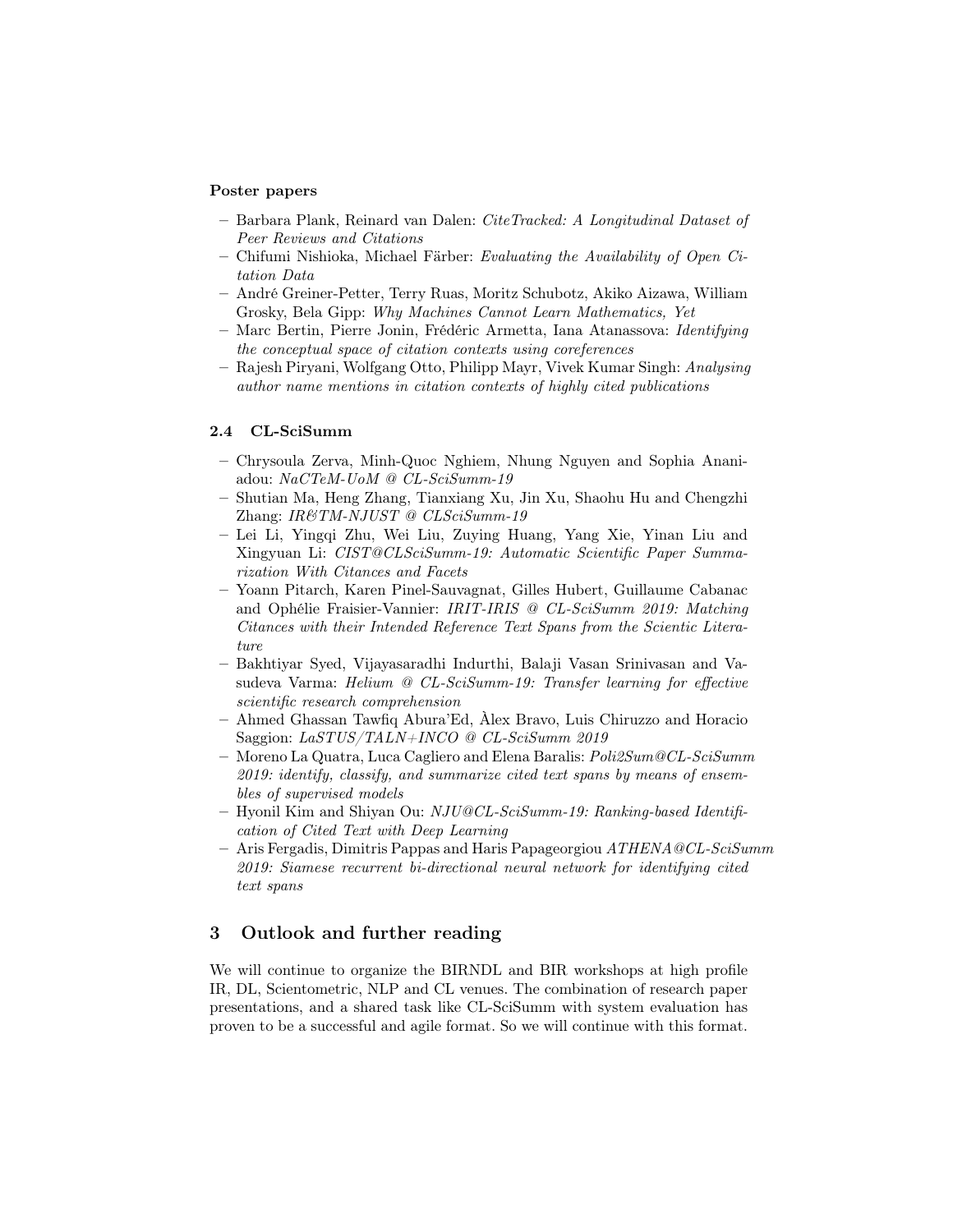**Poster papers**

- Barbara Plank, Reinard van Dalen: *CiteTracked: A Longitudinal Dataset of Peer Reviews and Citations*
- Chifumi Nishioka, Michael Färber: *Evaluating the Availability of Open Citation Data*
- André Greiner-Petter, Terry Ruas, Moritz Schubotz, Akiko Aizawa, William Grosky, Bela Gipp: *Why Machines Cannot Learn Mathematics, Yet*
- Marc Bertin, Pierre Jonin, Frédéric Armetta, Iana Atanassova: *Identifying the conceptual space of citation contexts using coreferences*
- Rajesh Piryani, Wolfgang Otto, Philipp Mayr, Vivek Kumar Singh: *Analysing author name mentions in citation contexts of highly cited publications*

### 2.4 CL-SciSumm

- Chrysoula Zerva, Minh-Quoc Nghiem, Nhung Nguyen and Sophia Ananiadou: *NaCTeM-UoM @ CL-SciSumm-19*
- Shutian Ma, Heng Zhang, Tianxiang Xu, Jin Xu, Shaohu Hu and Chengzhi Zhang: *IR&TM-NJUST @ CLSciSumm-19*
- Lei Li, Yingqi Zhu, Wei Liu, Zuying Huang, Yang Xie, Yinan Liu and Xingyuan Li: *CIST@CLSciSumm-19: Automatic Scientific Paper Summarization With Citances and Facets*
- Yoann Pitarch, Karen Pinel-Sauvagnat, Gilles Hubert, Guillaume Cabanac and Ophélie Fraisier-Vannier: *IRIT-IRIS @ CL-SciSumm 2019: Matching Citances with their Intended Reference Text Spans from the Scientic Literature*
- Bakhtiyar Syed, Vijayasaradhi Indurthi, Balaji Vasan Srinivasan and Vasudeva Varma: *Helium @ CL-SciSumm-19: Transfer learning for effective scientific research comprehension*
- Ahmed Ghassan Tawfiq Abura'Ed, Àlex Bravo, Luis Chiruzzo and Horacio Saggion: *LaSTUS/TALN+INCO @ CL-SciSumm 2019*
- Moreno La Quatra, Luca Cagliero and Elena Baralis: *Poli2Sum@CL-SciSumm 2019: identify, classify, and summarize cited text spans by means of ensembles of supervised models*
- Hyonil Kim and Shiyan Ou: *NJU@CL-SciSumm-19: Ranking-based Identification of Cited Text with Deep Learning*
- Aris Fergadis, Dimitris Pappas and Haris Papageorgiou *ATHENA@CL-SciSumm 2019: Siamese recurrent bi-directional neural network for identifying cited text spans*

## 3 Outlook and further reading

We will continue to organize the BIRNDL and BIR workshops at high profile IR, DL, Scientometric, NLP and CL venues. The combination of research paper presentations, and a shared task like CL-SciSumm with system evaluation has proven to be a successful and agile format. So we will continue with this format.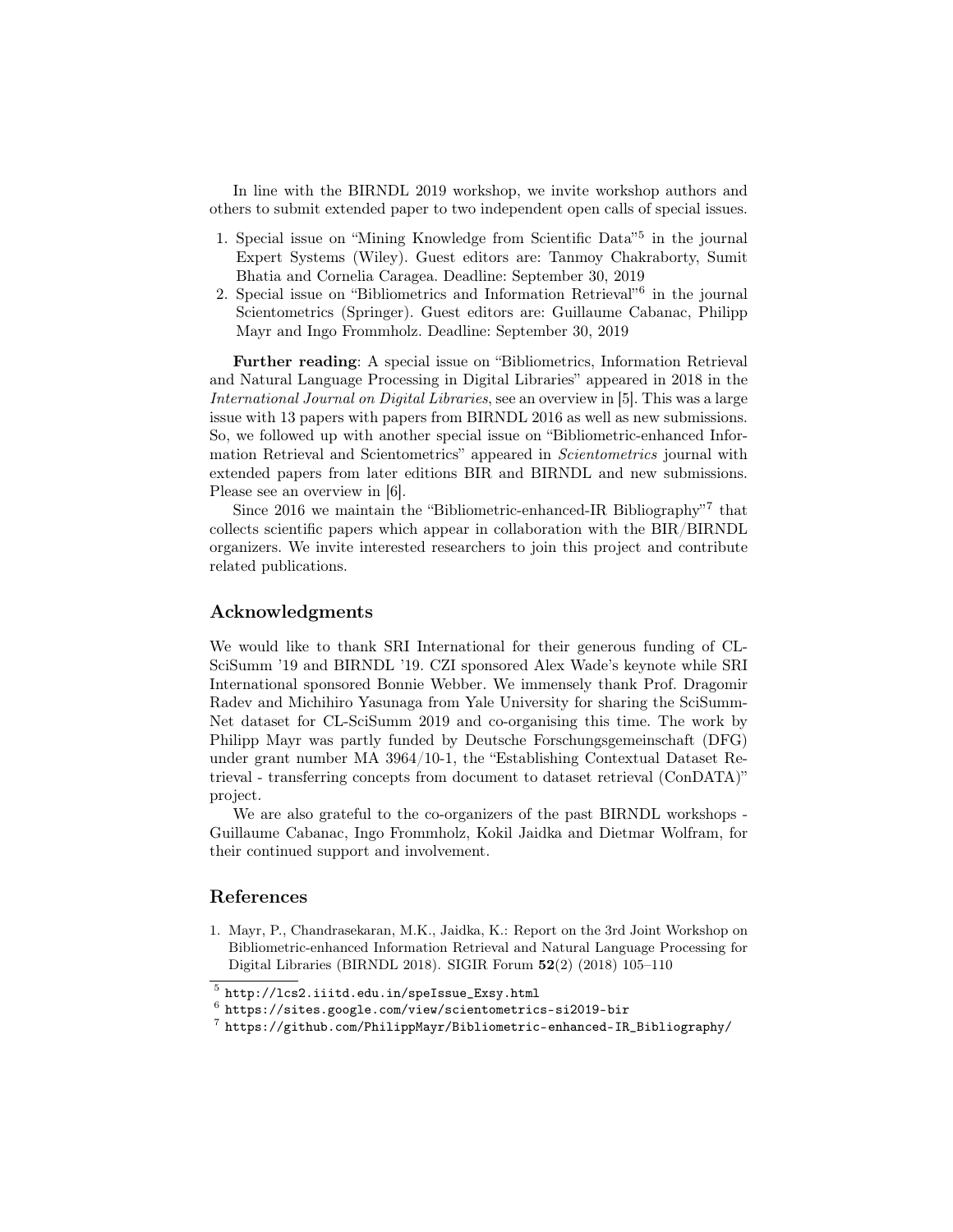In line with the BIRNDL 2019 workshop, we invite workshop authors and others to submit extended paper to two independent open calls of special issues.

1. Special issue on "Mining Knowledge from Scientific Data"[5] in the journal Expert Systems (Wiley). Guest editors are: Tanmoy Chakraborty, Sumit Bhatia and Cornelia Caragea. Deadline: September 30, 2019
2. Special issue on "Bibliometrics and Information Retrieval"[6] in the journal Scientometrics (Springer). Guest editors are: Guillaume Cabanac, Philipp Mayr and Ingo Frommholz. Deadline: September 30, 2019

**Further reading**: A special issue on "Bibliometrics, Information Retrieval and Natural Language Processing in Digital Libraries" appeared in 2018 in the *International Journal on Digital Libraries*, see an overview in [5]. This was a large issue with 13 papers with papers from BIRNDL 2016 as well as new submissions. So, we followed up with another special issue on "Bibliometric-enhanced Information Retrieval and Scientometrics" appeared in *Scientometrics* journal with extended papers from later editions BIR and BIRNDL and new submissions. Please see an overview in [6].

Since 2016 we maintain the "Bibliometric-enhanced-IR Bibliography"[7] that collects scientific papers which appear in collaboration with the BIR/BIRNDL organizers. We invite interested researchers to join this project and contribute related publications.

## Acknowledgments

We would like to thank SRI International for their generous funding of CL-SciSumm '19 and BIRNDL '19. CZI sponsored Alex Wade's keynote while SRI International sponsored Bonnie Webber. We immensely thank Prof. Dragomir Radev and Michihiro Yasunaga from Yale University for sharing the SciSummNet dataset for CL-SciSumm 2019 and co-organising this time. The work by Philipp Mayr was partly funded by Deutsche Forschungsgemeinschaft (DFG) under grant number MA 3964/10-1, the "Establishing Contextual Dataset Retrieval - transferring concepts from document to dataset retrieval (ConDATA)" project.

We are also grateful to the co-organizers of the past BIRNDL workshops - Guillaume Cabanac, Ingo Frommholz, Kokil Jaidka and Dietmar Wolfram, for their continued support and involvement.

## References

1. Mayr, P., Chandrasekaran, M.K., Jaidka, K.: Report on the 3rd Joint Workshop on Bibliometric-enhanced Information Retrieval and Natural Language Processing for Digital Libraries (BIRNDL 2018). SIGIR Forum **52**(2) (2018) 105–110

---

[5] http://lcs2.iiitd.edu.in/speIssue_Exsy.html

[6] https://sites.google.com/view/scientometrics-si2019-bir

[7] https://github.com/PhilippMayr/Bibliometric-enhanced-IR_Bibliography/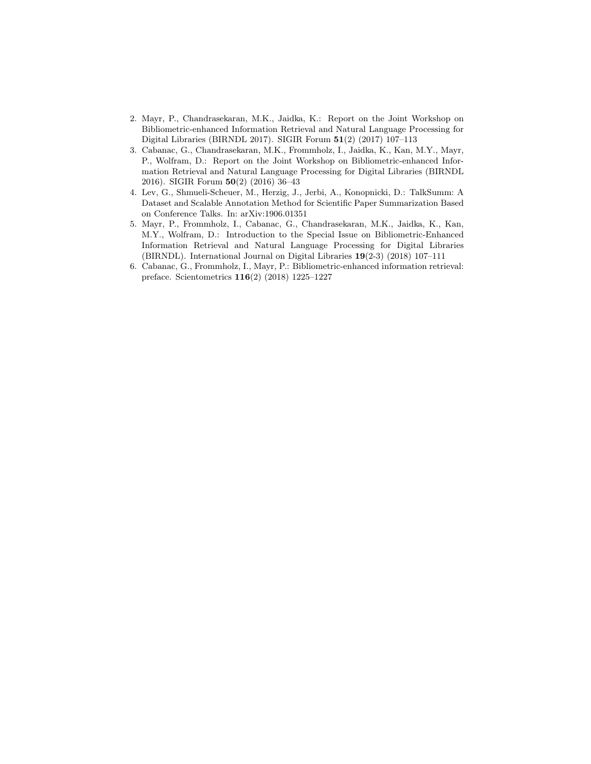2. Mayr, P., Chandrasekaran, M.K., Jaidka, K.: Report on the Joint Workshop on Bibliometric-enhanced Information Retrieval and Natural Language Processing for Digital Libraries (BIRNDL 2017). SIGIR Forum **51**(2) (2017) 107–113
3. Cabanac, G., Chandrasekaran, M.K., Frommholz, I., Jaidka, K., Kan, M.Y., Mayr, P., Wolfram, D.: Report on the Joint Workshop on Bibliometric-enhanced Information Retrieval and Natural Language Processing for Digital Libraries (BIRNDL 2016). SIGIR Forum **50**(2) (2016) 36–43
4. Lev, G., Shmueli-Scheuer, M., Herzig, J., Jerbi, A., Konopnicki, D.: TalkSumm: A Dataset and Scalable Annotation Method for Scientific Paper Summarization Based on Conference Talks. In: arXiv:1906.01351
5. Mayr, P., Frommholz, I., Cabanac, G., Chandrasekaran, M.K., Jaidka, K., Kan, M.Y., Wolfram, D.: Introduction to the Special Issue on Bibliometric-Enhanced Information Retrieval and Natural Language Processing for Digital Libraries (BIRNDL). International Journal on Digital Libraries **19**(2-3) (2018) 107–111
6. Cabanac, G., Frommholz, I., Mayr, P.: Bibliometric-enhanced information retrieval: preface. Scientometrics **116**(2) (2018) 1225–1227